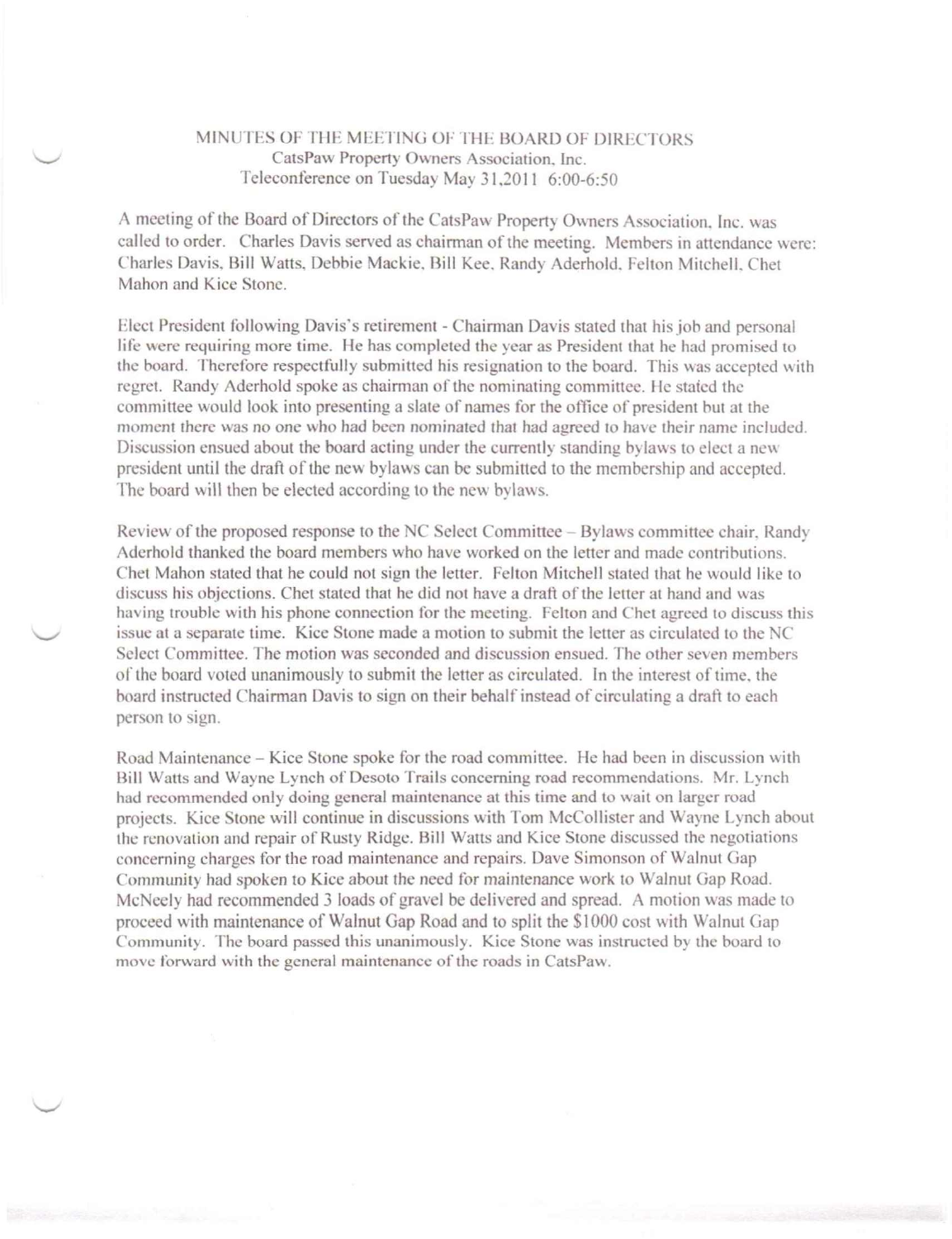# MINUTES OF THE MEETING OF THE BOARD OF DIRECTORS

CatsPaw Property Owners Association, Inc.

Teleconference on Tuesday May 31,2011 6:00-6:50

A meeting of the Board of Directors of the CatsPaw Property Owners Association, Inc. was called to order. Charles Davis served as chairman of the meeting. Members in attendance were: Charles Davis, Bill Watts, Debbie Mackie, Bill Kee, Randy Aderhold, Felton Mitchell, Chet Mahon and Kice Stone.

Elect President following Davis's retirement - Chairman Davis stated that his job and personal life were requiring more time. He has completed the year as President that he had promised to the board. Therefore respectfully submitted his resignation to the board. This was accepted with regret. Randy Aderhold spoke as chairman of the nominating committee. He stated the committee would look into presenting a slate of names for the office of president but at the moment there was no one who had been nominated that had agreed to have their name included. Discussion ensued about the board acting under the currently standing bylaws to elect a new president until the draft of the new bylaws can be submitted to the membership and accepted. The board will then be elected according to the new bylaws.

Review of the proposed response to the NC Select Committee – Bylaws committee chair, Randy Aderhold thanked the board members who have worked on the letter and made contributions. Chet Mahon stated that he could not sign the letter. Felton Mitchell stated that he would like to discuss his objections. Chet stated that he did not have a draft of the letter at hand and was having trouble with his phone connection for the meeting. Felton and Chet agreed to discuss this issue at a separate time. Kice Stone made a motion to submit the letter as circulated to the NC Select Committee. The motion was seconded and discussion ensued. The other seven members of the board voted unanimously to submit the letter as circulated. In the interest of time, the board instructed Chairman Davis to sign on their behalf instead of circulating a draft to each person to sign.

Road Maintenance – Kice Stone spoke for the road committee. He had been in discussion with Bill Watts and Wayne Lynch of Desoto Trails concerning road recommendations. Mr. Lynch had recommended only doing general maintenance at this time and to wait on larger road projects. Kice Stone will continue in discussions with Tom McCollister and Wayne Lynch about the renovation and repair of Rusty Ridge. Bill Watts and Kice Stone discussed the negotiations concerning charges for the road maintenance and repairs. Dave Simonson of Walnut Gap Community had spoken to Kice about the need for maintenance work to Walnut Gap Road. McNeely had recommended 3 loads of gravel be delivered and spread. A motion was made to proceed with maintenance of Walnut Gap Road and to split the $1000 cost with Walnut Gap Community. The board passed this unanimously. Kice Stone was instructed by the board to move forward with the general maintenance of the roads in CatsPaw.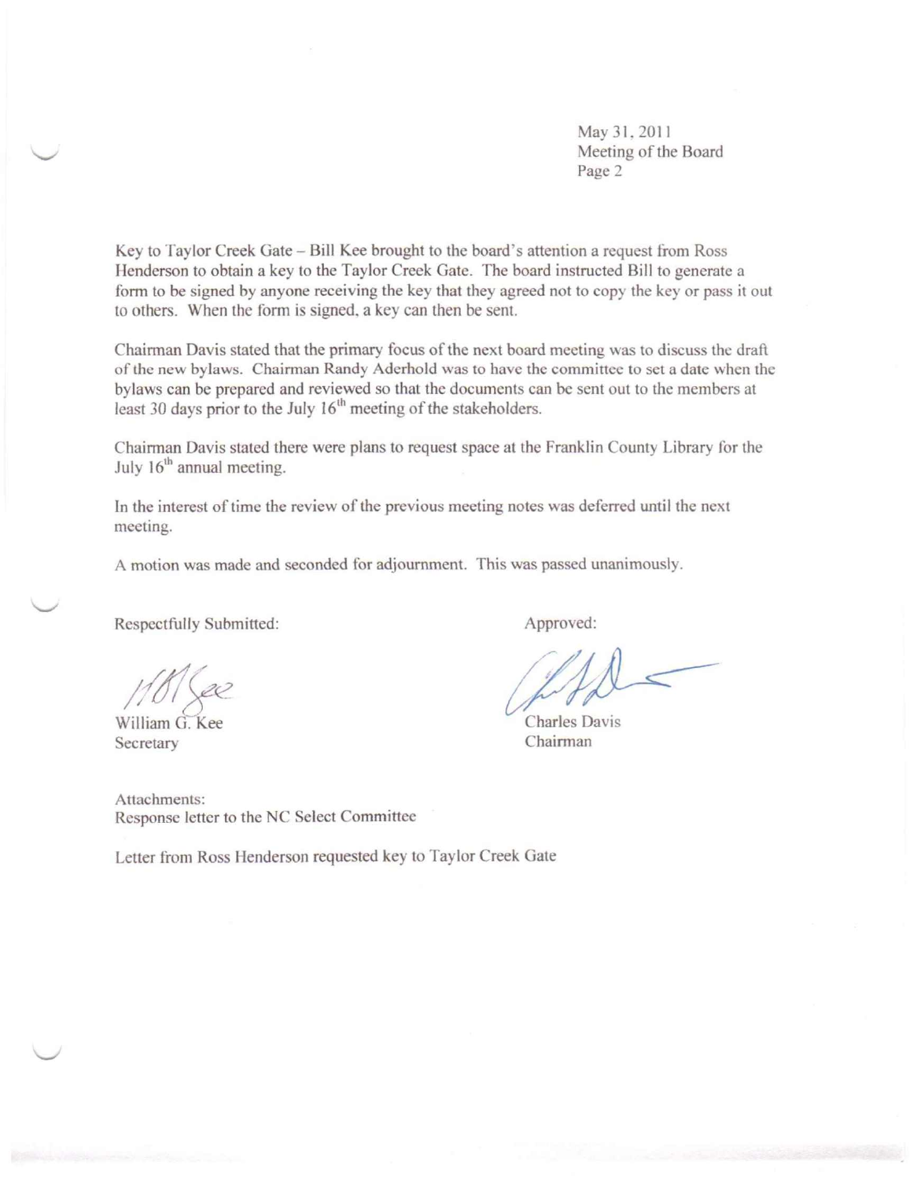Key to Taylor Creek Gate – Bill Kee brought to the board's attention a request from Ross Henderson to obtain a key to the Taylor Creek Gate. The board instructed Bill to generate a form to be signed by anyone receiving the key that they agreed not to copy the key or pass it out to others. When the form is signed, a key can then be sent.

Chairman Davis stated that the primary focus of the next board meeting was to discuss the draft of the new bylaws. Chairman Randy Aderhold was to have the committee to set a date when the bylaws can be prepared and reviewed so that the documents can be sent out to the members at least 30 days prior to the July 16th meeting of the stakeholders.

Chairman Davis stated there were plans to request space at the Franklin County Library for the July 16th annual meeting.

In the interest of time the review of the previous meeting notes was deferred until the next meeting.

A motion was made and seconded for adjournment. This was passed unanimously.

Respectfully Submitted:

William G. Kee
Secretary

Approved:

Charles Davis
Chairman

Attachments:
Response letter to the NC Select Committee

Letter from Ross Henderson requested key to Taylor Creek Gate